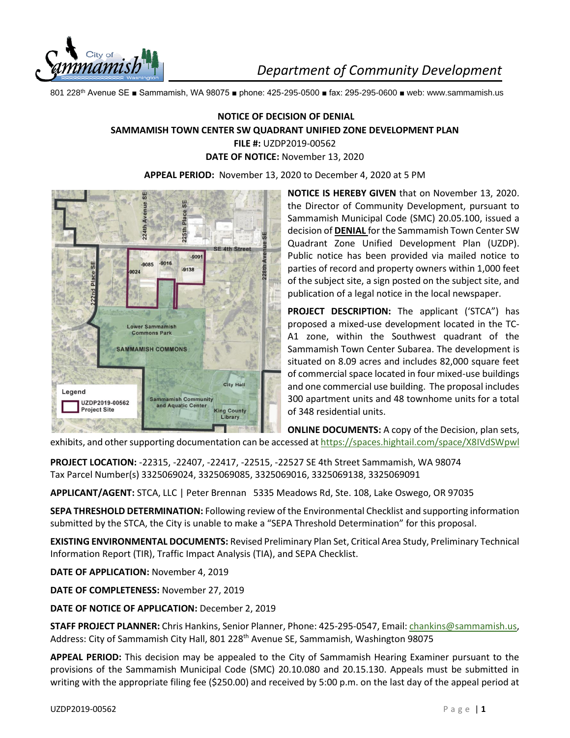Department of Community Development

801 228th Avenue SE ■ Sammamish, WA 98075 ■ phone: 425-295-0500 ■ fax: 295-295-0600 ■ web: www.sammamish.us

**NOTICE OF DECISION OF DENIAL**
**SAMMAMISH TOWN CENTER SW QUADRANT UNIFIED ZONE DEVELOPMENT PLAN**
**FILE #:** UZDP2019-00562
**DATE OF NOTICE:** November 13, 2020

**APPEAL PERIOD:** November 13, 2020 to December 4, 2020 at 5 PM

**NOTICE IS HEREBY GIVEN** that on November 13, 2020. the Director of Community Development, pursuant to Sammamish Municipal Code (SMC) 20.05.100, issued a decision of **DENIAL** for the Sammamish Town Center SW Quadrant Zone Unified Development Plan (UZDP). Public notice has been provided via mailed notice to parties of record and property owners within 1,000 feet of the subject site, a sign posted on the subject site, and publication of a legal notice in the local newspaper.

**PROJECT DESCRIPTION:** The applicant ('STCA") has proposed a mixed-use development located in the TC-A1 zone, within the Southwest quadrant of the Sammamish Town Center Subarea. The development is situated on 8.09 acres and includes 82,000 square feet of commercial space located in four mixed-use buildings and one commercial use building. The proposal includes 300 apartment units and 48 townhome units for a total of 348 residential units.

**ONLINE DOCUMENTS:** A copy of the Decision, plan sets, exhibits, and other supporting documentation can be accessed at https://spaces.hightail.com/space/X8IVdSWpwl

**PROJECT LOCATION:** -22315, -22407, -22417, -22515, -22527 SE 4th Street Sammamish, WA 98074
Tax Parcel Number(s) 3325069024, 3325069085, 3325069016, 3325069138, 3325069091

**APPLICANT/AGENT:** STCA, LLC | Peter Brennan 5335 Meadows Rd, Ste. 108, Lake Oswego, OR 97035

**SEPA THRESHOLD DETERMINATION:** Following review of the Environmental Checklist and supporting information submitted by the STCA, the City is unable to make a "SEPA Threshold Determination" for this proposal.

**EXISTING ENVIRONMENTAL DOCUMENTS:** Revised Preliminary Plan Set, Critical Area Study, Preliminary Technical Information Report (TIR), Traffic Impact Analysis (TIA), and SEPA Checklist.

**DATE OF APPLICATION:** November 4, 2019

**DATE OF COMPLETENESS:** November 27, 2019

**DATE OF NOTICE OF APPLICATION:** December 2, 2019

**STAFF PROJECT PLANNER:** Chris Hankins, Senior Planner, Phone: 425-295-0547, Email: chankins@sammamish.us, Address: City of Sammamish City Hall, 801 228th Avenue SE, Sammamish, Washington 98075

**APPEAL PERIOD:** This decision may be appealed to the City of Sammamish Hearing Examiner pursuant to the provisions of the Sammamish Municipal Code (SMC) 20.10.080 and 20.15.130. Appeals must be submitted in writing with the appropriate filing fee ($250.00) and received by 5:00 p.m. on the last day of the appeal period at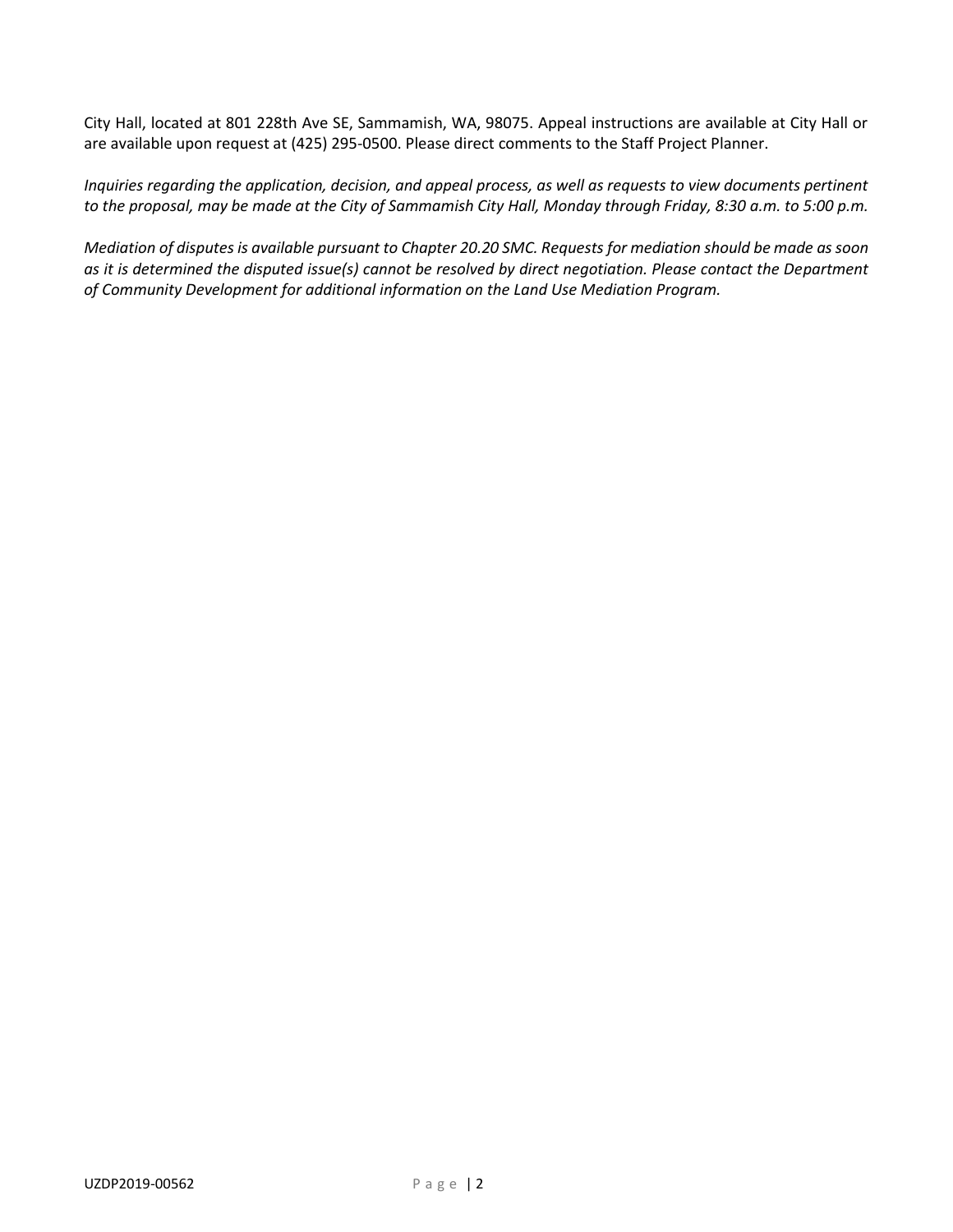City Hall, located at 801 228th Ave SE, Sammamish, WA, 98075. Appeal instructions are available at City Hall or are available upon request at (425) 295-0500. Please direct comments to the Staff Project Planner.

*Inquiries regarding the application, decision, and appeal process, as well as requests to view documents pertinent to the proposal, may be made at the City of Sammamish City Hall, Monday through Friday, 8:30 a.m. to 5:00 p.m.*

*Mediation of disputes is available pursuant to Chapter 20.20 SMC. Requests for mediation should be made as soon as it is determined the disputed issue(s) cannot be resolved by direct negotiation. Please contact the Department of Community Development for additional information on the Land Use Mediation Program.*